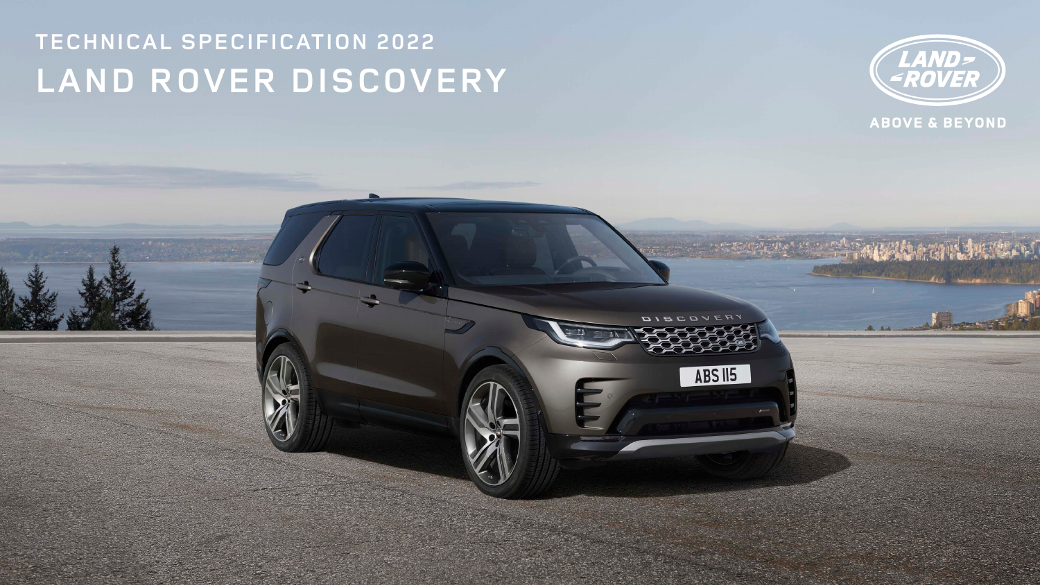# TECHNICAL SPECIFICATION 2022

# LAND ROVER DISCOVERY

ABOVE & BEYOND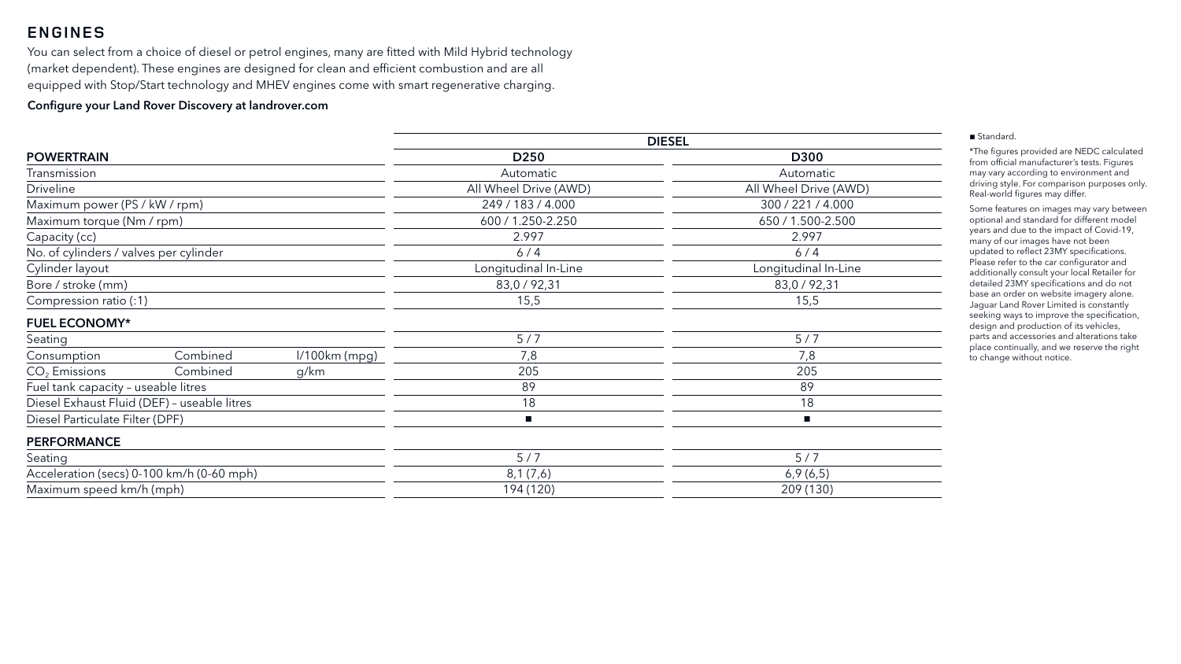## ENGINES

You can select from a choice of diesel or petrol engines, many are fitted with Mild Hybrid technology (market dependent). These engines are designed for clean and efficient combustion and are all equipped with Stop/Start technology and MHEV engines come with smart regenerative charging.

**Configure your Land Rover Discovery at landrover.com**

| | | | DIESEL | |
|---|---|---|---|---|
| **POWERTRAIN** | | | **D250** | **D300** |
| Transmission | | | Automatic | Automatic |
| Driveline | | | All Wheel Drive (AWD) | All Wheel Drive (AWD) |
| Maximum power (PS / kW / rpm) | | | 249 / 183 / 4.000 | 300 / 221 / 4.000 |
| Maximum torque (Nm / rpm) | | | 600 / 1.250-2.250 | 650 / 1.500-2.500 |
| Capacity (cc) | | | 2.997 | 2.997 |
| No. of cylinders / valves per cylinder | | | 6 / 4 | 6 / 4 |
| Cylinder layout | | | Longitudinal In-Line | Longitudinal In-Line |
| Bore / stroke (mm) | | | 83,0 / 92,31 | 83,0 / 92,31 |
| Compression ratio (:1) | | | 15,5 | 15,5 |
| **FUEL ECONOMY*** | | | | |
| Seating | | | 5 / 7 | 5 / 7 |
| Consumption | Combined | l/100km (mpg) | 7,8 | 7,8 |
| $CO_2$ Emissions | Combined | g/km | 205 | 205 |
| Fuel tank capacity – useable litres | | | 89 | 89 |
| Diesel Exhaust Fluid (DEF) – useable litres | | | 18 | 18 |
| Diesel Particulate Filter (DPF) | | | ■ | ■ |
| **PERFORMANCE** | | | | |
| Seating | | | 5 / 7 | 5 / 7 |
| Acceleration (secs) 0-100 km/h (0-60 mph) | | | 8,1 (7,6) | 6,9 (6,5) |
| Maximum speed km/h (mph) | | | 194 (120) | 209 (130) |

■ Standard.

*The figures provided are NEDC calculated from official manufacturer's tests. Figures may vary according to environment and driving style. For comparison purposes only. Real-world figures may differ.

Some features on images may vary between optional and standard for different model years and due to the impact of Covid-19, many of our images have not been updated to reflect 23MY specifications. Please refer to the car configurator and additionally consult your local Retailer for detailed 23MY specifications and do not base an order on website imagery alone. Jaguar Land Rover Limited is constantly seeking ways to improve the specification, design and production of its vehicles, parts and accessories and alterations take place continually, and we reserve the right to change without notice.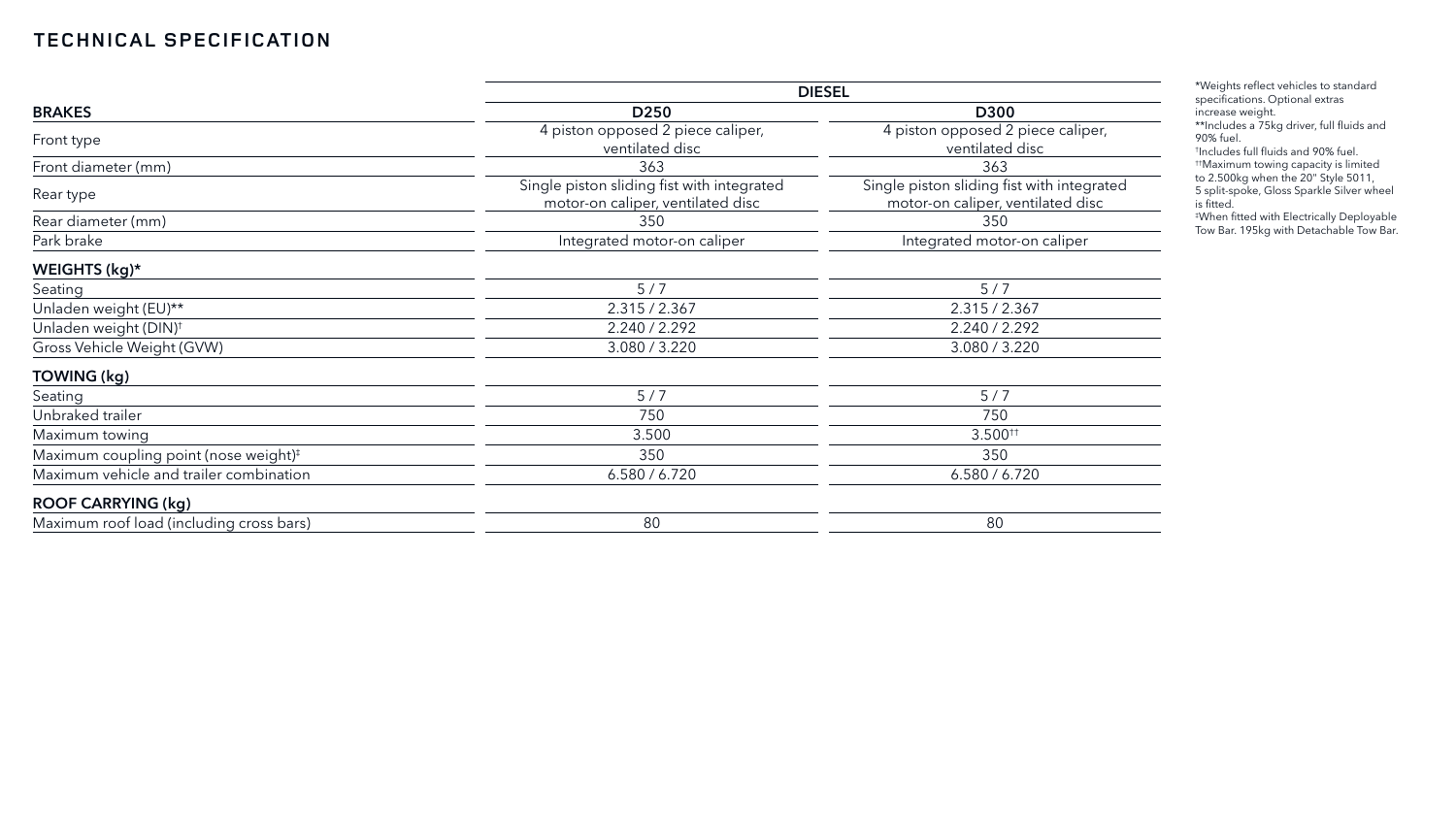# TECHNICAL SPECIFICATION

| | DIESEL | |
|---|---|---|
| **BRAKES** | **D250** | **D300** |
| Front type | 4 piston opposed 2 piece caliper, ventilated disc | 4 piston opposed 2 piece caliper, ventilated disc |
| Front diameter (mm) | 363 | 363 |
| Rear type | Single piston sliding fist with integrated motor-on caliper, ventilated disc | Single piston sliding fist with integrated motor-on caliper, ventilated disc |
| Rear diameter (mm) | 350 | 350 |
| Park brake | Integrated motor-on caliper | Integrated motor-on caliper |
| **WEIGHTS (kg)*** | | |
| Seating | 5 / 7 | 5 / 7 |
| Unladen weight (EU)** | 2.315 / 2.367 | 2.315 / 2.367 |
| Unladen weight (DIN)† | 2.240 / 2.292 | 2.240 / 2.292 |
| Gross Vehicle Weight (GVW) | 3.080 / 3.220 | 3.080 / 3.220 |
| **TOWING (kg)** | | |
| Seating | 5 / 7 | 5 / 7 |
| Unbraked trailer | 750 | 750 |
| Maximum towing | 3.500 | 3.500†† |
| Maximum coupling point (nose weight)‡ | 350 | 350 |
| Maximum vehicle and trailer combination | 6.580 / 6.720 | 6.580 / 6.720 |
| **ROOF CARRYING (kg)** | | |
| Maximum roof load (including cross bars) | 80 | 80 |

*Weights reflect vehicles to standard specifications. Optional extras increase weight.
**Includes a 75kg driver, full fluids and 90% fuel.
†Includes full fluids and 90% fuel.
††Maximum towing capacity is limited to 2.500kg when the 20" Style 5011, 5 split-spoke, Gloss Sparkle Silver wheel is fitted.
‡When fitted with Electrically Deployable Tow Bar. 195kg with Detachable Tow Bar.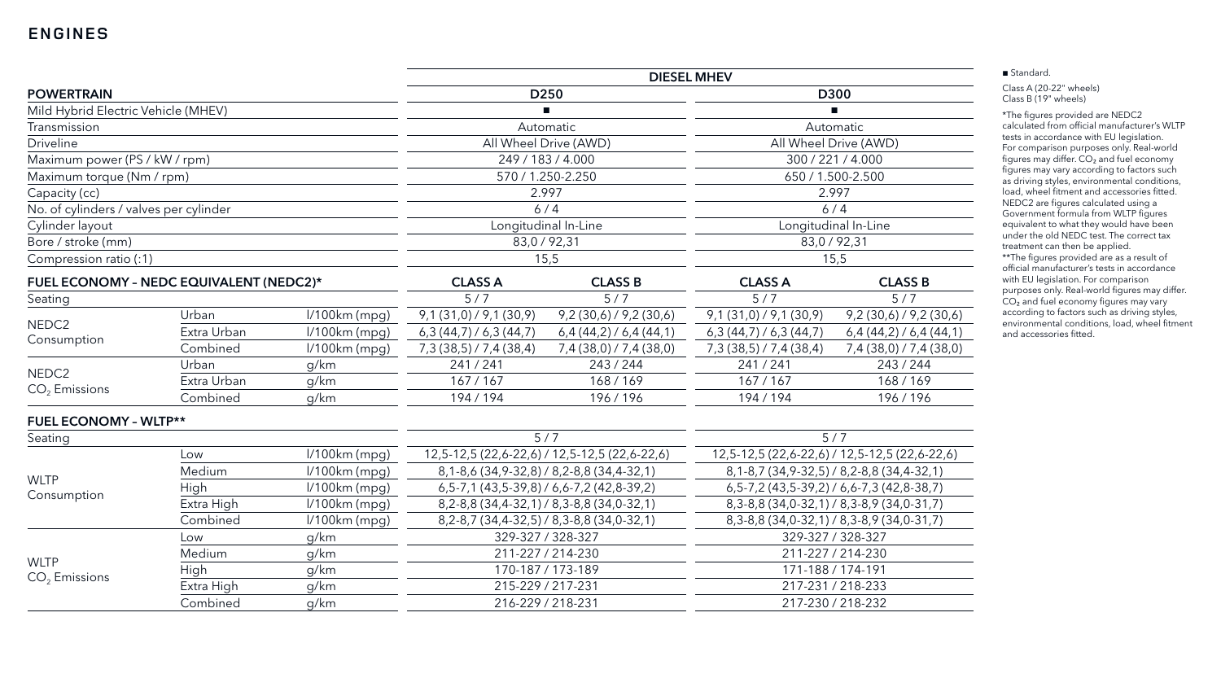## ENGINES

| POWERTRAIN | | | DIESEL MHEV | | | |
|---|---|---|---|---|---|---|
| | | | D250 | | D300 | |
| Mild Hybrid Electric Vehicle (MHEV) | | | ■ | | ■ | |
| Transmission | | | Automatic | | Automatic | |
| Driveline | | | All Wheel Drive (AWD) | | All Wheel Drive (AWD) | |
| Maximum power (PS / kW / rpm) | | | 249 / 183 / 4.000 | | 300 / 221 / 4.000 | |
| Maximum torque (Nm / rpm) | | | 570 / 1.250-2.250 | | 650 / 1.500-2.500 | |
| Capacity (cc) | | | 2.997 | | 2.997 | |
| No. of cylinders / valves per cylinder | | | 6 / 4 | | 6 / 4 | |
| Cylinder layout | | | Longitudinal In-Line | | Longitudinal In-Line | |
| Bore / stroke (mm) | | | 83,0 / 92,31 | | 83,0 / 92,31 | |
| Compression ratio (:1) | | | 15,5 | | 15,5 | |
| **FUEL ECONOMY – NEDC EQUIVALENT (NEDC2)*** | | | **CLASS A** | **CLASS B** | **CLASS A** | **CLASS B** |
| Seating | | | 5 / 7 | 5 / 7 | 5 / 7 | 5 / 7 |
| NEDC2 Consumption | Urban | l/100km (mpg) | 9,1 (31,0) / 9,1 (30,9) | 9,2 (30,6) / 9,2 (30,6) | 9,1 (31,0) / 9,1 (30,9) | 9,2 (30,6) / 9,2 (30,6) |
| | Extra Urban | l/100km (mpg) | 6,3 (44,7) / 6,3 (44,7) | 6,4 (44,2) / 6,4 (44,1) | 6,3 (44,7) / 6,3 (44,7) | 6,4 (44,2) / 6,4 (44,1) |
| | Combined | l/100km (mpg) | 7,3 (38,5) / 7,4 (38,4) | 7,4 (38,0) / 7,4 (38,0) | 7,3 (38,5) / 7,4 (38,4) | 7,4 (38,0) / 7,4 (38,0) |
| NEDC2 $CO_2$ Emissions | Urban | g/km | 241 / 241 | 243 / 244 | 241 / 241 | 243 / 244 |
| | Extra Urban | g/km | 167 / 167 | 168 / 169 | 167 / 167 | 168 / 169 |
| | Combined | g/km | 194 / 194 | 196 / 196 | 194 / 194 | 196 / 196 |
| **FUEL ECONOMY – WLTP**** | | | | | | |
| Seating | | | 5 / 7 | | 5 / 7 | |
| WLTP Consumption | Low | l/100km (mpg) | 12,5-12,5 (22,6-22,6) / 12,5-12,5 (22,6-22,6) | | 12,5-12,5 (22,6-22,6) / 12,5-12,5 (22,6-22,6) | |
| | Medium | l/100km (mpg) | 8,1-8,6 (34,9-32,8) / 8,2-8,8 (34,4-32,1) | | 8,1-8,7 (34,9-32,5) / 8,2-8,8 (34,4-32,1) | |
| | High | l/100km (mpg) | 6,5-7,1 (43,5-39,8) / 6,6-7,2 (42,8-39,2) | | 6,5-7,2 (43,5-39,2) / 6,6-7,3 (42,8-38,7) | |
| | Extra High | l/100km (mpg) | 8,2-8,8 (34,4-32,1) / 8,3-8,8 (34,0-32,1) | | 8,3-8,8 (34,0-32,1) / 8,3-8,9 (34,0-31,7) | |
| | Combined | l/100km (mpg) | 8,2-8,7 (34,4-32,5) / 8,3-8,8 (34,0-32,1) | | 8,3-8,8 (34,0-32,1) / 8,3-8,9 (34,0-31,7) | |
| WLTP $CO_2$ Emissions | Low | g/km | 329-327 / 328-327 | | 329-327 / 328-327 | |
| | Medium | g/km | 211-227 / 214-230 | | 211-227 / 214-230 | |
| | High | g/km | 170-187 / 173-189 | | 171-188 / 174-191 | |
| | Extra High | g/km | 215-229 / 217-231 | | 217-231 / 218-233 | |
| | Combined | g/km | 216-229 / 218-231 | | 217-230 / 218-232 | |

■ Standard.

Class A (20-22" wheels)
Class B (19" wheels)

*The figures provided are NEDC2 calculated from official manufacturer's WLTP tests in accordance with EU legislation. For comparison purposes only. Real-world figures may differ. $CO_2$ and fuel economy figures may vary according to factors such as driving styles, environmental conditions, load, wheel fitment and accessories fitted. NEDC2 are figures calculated using a Government formula from WLTP figures equivalent to what they would have been under the old NEDC test. The correct tax treatment can then be applied.

**The figures provided are as a result of official manufacturer's tests in accordance with EU legislation. For comparison purposes only. Real-world figures may differ. $CO_2$ and fuel economy figures may vary according to factors such as driving styles, environmental conditions, load, wheel fitment and accessories fitted.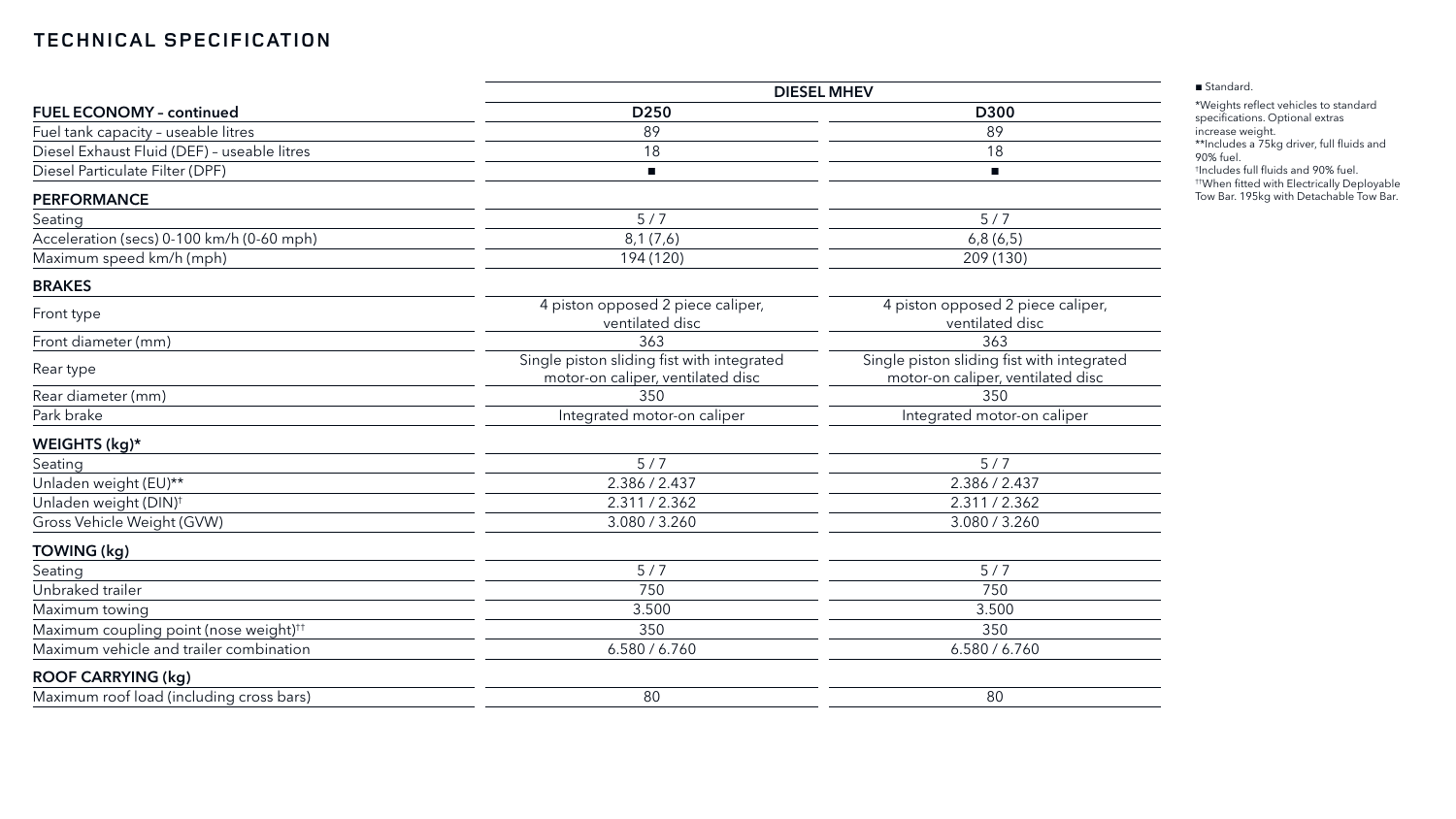# TECHNICAL SPECIFICATION

| | DIESEL MHEV | |
|---|---|---|
| **FUEL ECONOMY – continued** | **D250** | **D300** |
| Fuel tank capacity – useable litres | 89 | 89 |
| Diesel Exhaust Fluid (DEF) – useable litres | 18 | 18 |
| Diesel Particulate Filter (DPF) | ■ | ■ |
| **PERFORMANCE** | | |
| Seating | 5 / 7 | 5 / 7 |
| Acceleration (secs) 0-100 km/h (0-60 mph) | 8,1 (7,6) | 6,8 (6,5) |
| Maximum speed km/h (mph) | 194 (120) | 209 (130) |
| **BRAKES** | | |
| Front type | 4 piston opposed 2 piece caliper, ventilated disc | 4 piston opposed 2 piece caliper, ventilated disc |
| Front diameter (mm) | 363 | 363 |
| Rear type | Single piston sliding fist with integrated motor-on caliper, ventilated disc | Single piston sliding fist with integrated motor-on caliper, ventilated disc |
| Rear diameter (mm) | 350 | 350 |
| Park brake | Integrated motor-on caliper | Integrated motor-on caliper |
| **WEIGHTS (kg)*** | | |
| Seating | 5 / 7 | 5 / 7 |
| Unladen weight (EU)** | 2.386 / 2.437 | 2.386 / 2.437 |
| Unladen weight (DIN)[†] | 2.311 / 2.362 | 2.311 / 2.362 |
| Gross Vehicle Weight (GVW) | 3.080 / 3.260 | 3.080 / 3.260 |
| **TOWING (kg)** | | |
| Seating | 5 / 7 | 5 / 7 |
| Unbraked trailer | 750 | 750 |
| Maximum towing | 3.500 | 3.500 |
| Maximum coupling point (nose weight)[††] | 350 | 350 |
| Maximum vehicle and trailer combination | 6.580 / 6.760 | 6.580 / 6.760 |
| **ROOF CARRYING (kg)** | | |
| Maximum roof load (including cross bars) | 80 | 80 |

■ Standard.

*Weights reflect vehicles to standard specifications. Optional extras increase weight.

**Includes a 75kg driver, full fluids and 90% fuel.

[†]Includes full fluids and 90% fuel.

[††]When fitted with Electrically Deployable Tow Bar. 195kg with Detachable Tow Bar.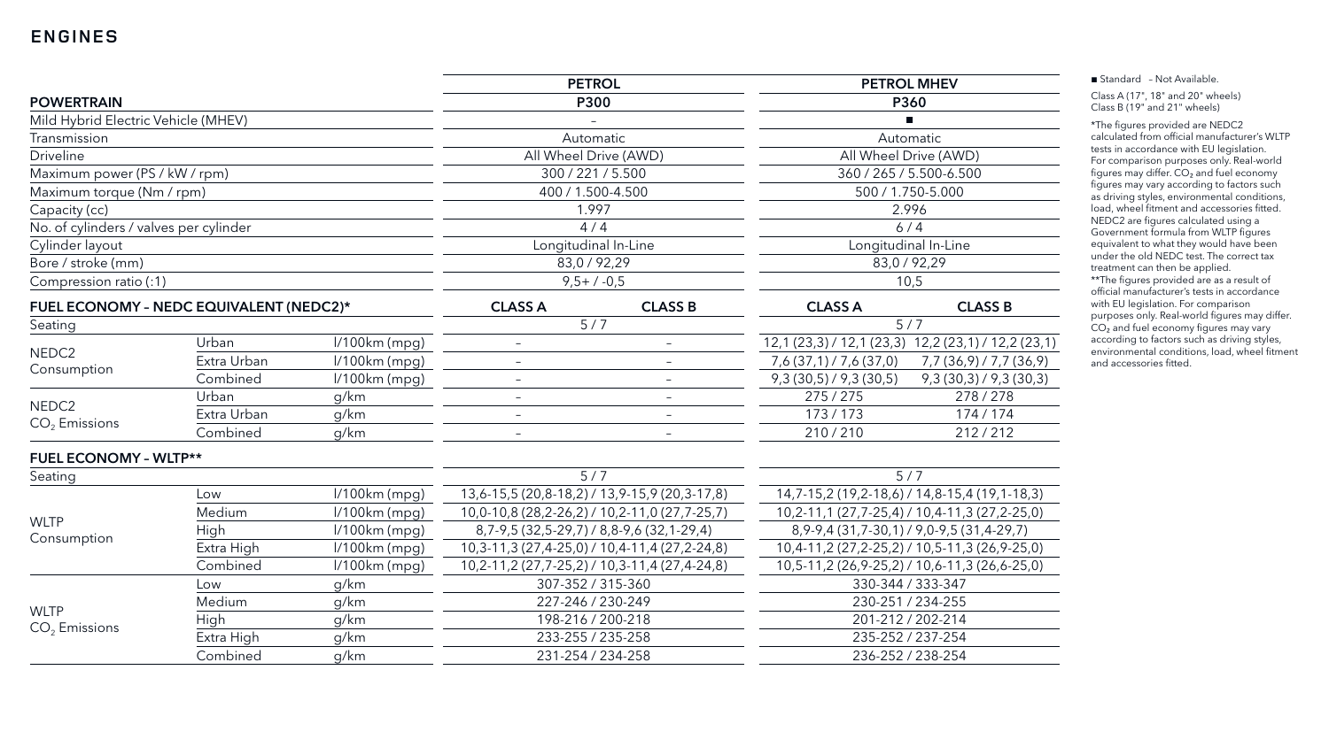# ENGINES

| POWERTRAIN | | | PETROL | | PETROL MHEV | |
|---|---|---|---|---|---|---|
| | | | P300 | | P360 | |
| Mild Hybrid Electric Vehicle (MHEV) | | | – | | ■ | |
| Transmission | | | Automatic | | Automatic | |
| Driveline | | | All Wheel Drive (AWD) | | All Wheel Drive (AWD) | |
| Maximum power (PS / kW / rpm) | | | 300 / 221 / 5.500 | | 360 / 265 / 5.500-6.500 | |
| Maximum torque (Nm / rpm) | | | 400 / 1.500-4.500 | | 500 / 1.750-5.000 | |
| Capacity (cc) | | | 1.997 | | 2.996 | |
| No. of cylinders / valves per cylinder | | | 4 / 4 | | 6 / 4 | |
| Cylinder layout | | | Longitudinal In-Line | | Longitudinal In-Line | |
| Bore / stroke (mm) | | | 83,0 / 92,29 | | 83,0 / 92,29 | |
| Compression ratio (:1) | | | 9,5+ / -0,5 | | 10,5 | |
| **FUEL ECONOMY – NEDC EQUIVALENT (NEDC2)*** | | | **CLASS A** | **CLASS B** | **CLASS A** | **CLASS B** |
| Seating | | | 5 / 7 | | 5 / 7 | |
| NEDC2 Consumption | Urban | l/100km (mpg) | – | – | 12,1 (23,3) / 12,1 (23,3) | 12,2 (23,1) / 12,2 (23,1) |
| | Extra Urban | l/100km (mpg) | – | – | 7,6 (37,1) / 7,6 (37,0) | 7,7 (36,9) / 7,7 (36,9) |
| | Combined | l/100km (mpg) | – | – | 9,3 (30,5) / 9,3 (30,5) | 9,3 (30,3) / 9,3 (30,3) |
| NEDC2 $CO_2$ Emissions | Urban | g/km | – | – | 275 / 275 | 278 / 278 |
| | Extra Urban | g/km | – | – | 173 / 173 | 174 / 174 |
| | Combined | g/km | – | – | 210 / 210 | 212 / 212 |
| **FUEL ECONOMY – WLTP**** | | | | | | |
| Seating | | | 5 / 7 | | 5 / 7 | |
| WLTP Consumption | Low | l/100km (mpg) | 13,6-15,5 (20,8-18,2) / 13,9-15,9 (20,3-17,8) | | 14,7-15,2 (19,2-18,6) / 14,8-15,4 (19,1-18,3) | |
| | Medium | l/100km (mpg) | 10,0-10,8 (28,2-26,2) / 10,2-11,0 (27,7-25,7) | | 10,2-11,1 (27,7-25,4) / 10,4-11,3 (27,2-25,0) | |
| | High | l/100km (mpg) | 8,7-9,5 (32,5-29,7) / 8,8-9,6 (32,1-29,4) | | 8,9-9,4 (31,7-30,1) / 9,0-9,5 (31,4-29,7) | |
| | Extra High | l/100km (mpg) | 10,3-11,3 (27,4-25,0) / 10,4-11,4 (27,2-24,8) | | 10,4-11,2 (27,2-25,2) / 10,5-11,3 (26,9-25,0) | |
| | Combined | l/100km (mpg) | 10,2-11,2 (27,7-25,2) / 10,3-11,4 (27,4-24,8) | | 10,5-11,2 (26,9-25,2) / 10,6-11,3 (26,6-25,0) | |
| WLTP $CO_2$ Emissions | Low | g/km | 307-352 / 315-360 | | 330-344 / 333-347 | |
| | Medium | g/km | 227-246 / 230-249 | | 230-251 / 234-255 | |
| | High | g/km | 198-216 / 200-218 | | 201-212 / 202-214 | |
| | Extra High | g/km | 233-255 / 235-258 | | 235-252 / 237-254 | |
| | Combined | g/km | 231-254 / 234-258 | | 236-252 / 238-254 | |

■ Standard – Not Available.

Class A (17", 18" and 20" wheels)
Class B (19" and 21" wheels)

*The figures provided are NEDC2 calculated from official manufacturer's WLTP tests in accordance with EU legislation. For comparison purposes only. Real-world figures may differ. $CO_2$ and fuel economy figures may vary according to factors such as driving styles, environmental conditions, load, wheel fitment and accessories fitted. NEDC2 are figures calculated using a Government formula from WLTP figures equivalent to what they would have been under the old NEDC test. The correct tax treatment can then be applied.

**The figures provided are as a result of official manufacturer's tests in accordance with EU legislation. For comparison purposes only. Real-world figures may differ. $CO_2$ and fuel economy figures may vary according to factors such as driving styles, environmental conditions, load, wheel fitment and accessories fitted.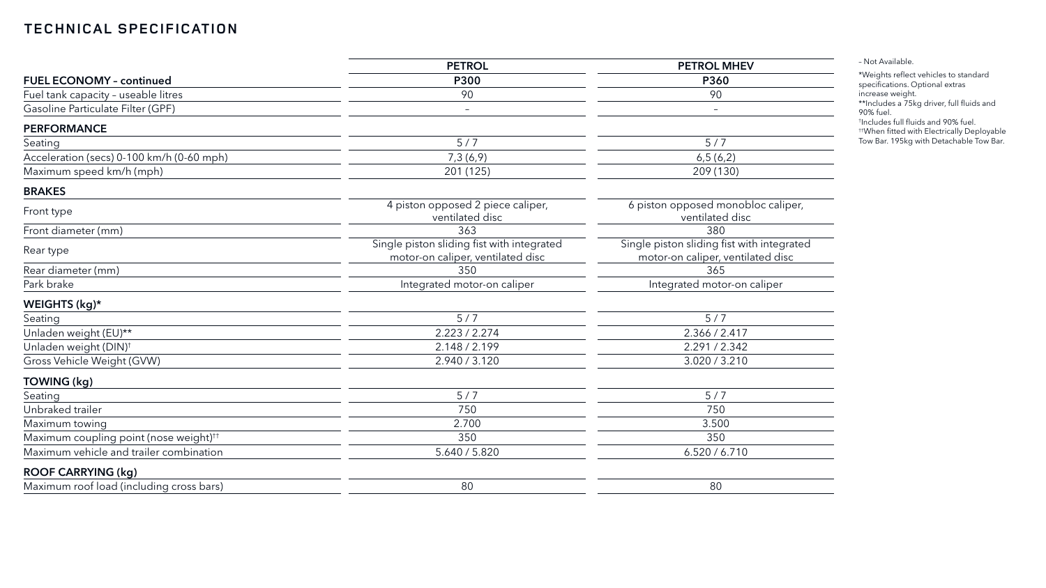# TECHNICAL SPECIFICATION

| | PETROL | PETROL MHEV |
|---|---|---|
| **FUEL ECONOMY – continued** | **P300** | **P360** |
| Fuel tank capacity – useable litres | 90 | 90 |
| Gasoline Particulate Filter (GPF) | – | – |
| **PERFORMANCE** | | |
| Seating | 5 / 7 | 5 / 7 |
| Acceleration (secs) 0-100 km/h (0-60 mph) | 7,3 (6,9) | 6,5 (6,2) |
| Maximum speed km/h (mph) | 201 (125) | 209 (130) |
| **BRAKES** | | |
| Front type | 4 piston opposed 2 piece caliper, ventilated disc | 6 piston opposed monobloc caliper, ventilated disc |
| Front diameter (mm) | 363 | 380 |
| Rear type | Single piston sliding fist with integrated motor-on caliper, ventilated disc | Single piston sliding fist with integrated motor-on caliper, ventilated disc |
| Rear diameter (mm) | 350 | 365 |
| Park brake | Integrated motor-on caliper | Integrated motor-on caliper |
| **WEIGHTS (kg)*** | | |
| Seating | 5 / 7 | 5 / 7 |
| Unladen weight (EU)** | 2.223 / 2.274 | 2.366 / 2.417 |
| Unladen weight (DIN)† | 2.148 / 2.199 | 2.291 / 2.342 |
| Gross Vehicle Weight (GVW) | 2.940 / 3.120 | 3.020 / 3.210 |
| **TOWING (kg)** | | |
| Seating | 5 / 7 | 5 / 7 |
| Unbraked trailer | 750 | 750 |
| Maximum towing | 2.700 | 3.500 |
| Maximum coupling point (nose weight)†† | 350 | 350 |
| Maximum vehicle and trailer combination | 5.640 / 5.820 | 6.520 / 6.710 |
| **ROOF CARRYING (kg)** | | |
| Maximum roof load (including cross bars) | 80 | 80 |

– Not Available.

*Weights reflect vehicles to standard specifications. Optional extras increase weight.

**Includes a 75kg driver, full fluids and 90% fuel.

†Includes full fluids and 90% fuel.

††When fitted with Electrically Deployable Tow Bar. 195kg with Detachable Tow Bar.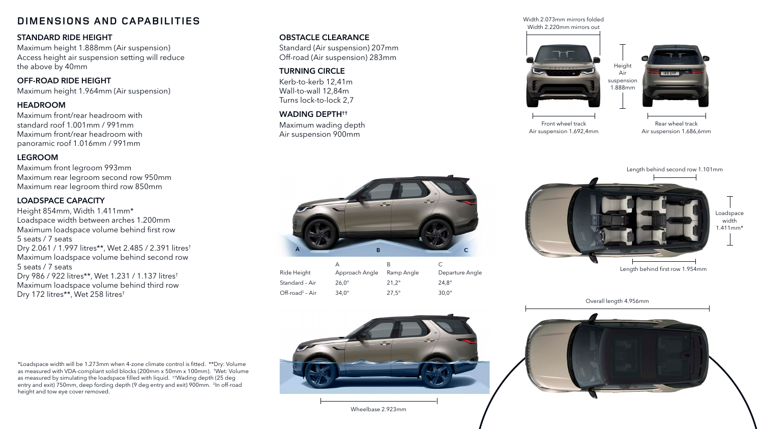# DIMENSIONS AND CAPABILITIES

## STANDARD RIDE HEIGHT

Maximum height 1.888mm (Air suspension)
Access height air suspension setting will reduce the above by 40mm

## OFF-ROAD RIDE HEIGHT

Maximum height 1.964mm (Air suspension)

## HEADROOM

Maximum front/rear headroom with standard roof 1.001mm / 991mm
Maximum front/rear headroom with panoramic roof 1.016mm / 991mm

## LEGROOM

Maximum front legroom 993mm
Maximum rear legroom second row 950mm
Maximum rear legroom third row 850mm

## LOADSPACE CAPACITY

Height 854mm, Width 1.411mm*
Loadspace width between arches 1.200mm
Maximum loadspace volume behind first row
5 seats / 7 seats
Dry 2.061 / 1.997 litres**, Wet 2.485 / 2.391 litres†
Maximum loadspace volume behind second row
5 seats / 7 seats
Dry 986 / 922 litres**, Wet 1.231 / 1.137 litres†
Maximum loadspace volume behind third row
Dry 172 litres**, Wet 258 litres†

## OBSTACLE CLEARANCE

Standard (Air suspension) 207mm
Off-road (Air suspension) 283mm

## TURNING CIRCLE

Kerb-to-kerb 12,41m
Wall-to-wall 12,84m
Turns lock-to-lock 2,7

## WADING DEPTH††

Maximum wading depth
Air suspension 900mm

Width 2.073mm mirrors folded
Width 2.220mm mirrors out

Height
Air
suspension
1.888mm

Front wheel track
Air suspension 1.692,4mm

Rear wheel track
Air suspension 1.686,6mm

A B C

| Ride Height | A<br>Approach Angle | B<br>Ramp Angle | C<br>Departure Angle |
|---|---|---|---|
| Standard – Air | 26,0° | 21,2° | 24,8° |
| Off-road‡ – Air | 34,0° | 27,5° | 30,0° |

Length behind second row 1.101mm

Loadspace width 1.411mm*

Length behind first row 1.954mm

Overall length 4.956mm

Wheelbase 2.923mm

*Loadspace width will be 1.273mm when 4-zone climate control is fitted. **Dry: Volume as measured with VDA-compliant solid blocks (200mm x 50mm x 100mm). †Wet: Volume as measured by simulating the loadspace filled with liquid. ††Wading depth (25 deg entry and exit) 750mm, deep fording depth (9 deg entry and exit) 900mm. ‡In off-road height and tow eye cover removed.